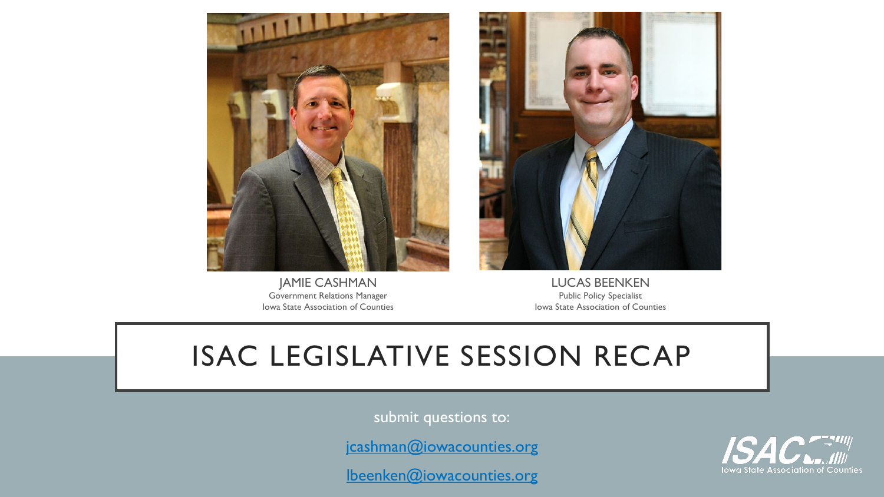JAMIE CASHMAN
Government Relations Manager
Iowa State Association of Counties

LUCAS BEENKEN
Public Policy Specialist
Iowa State Association of Counties

# ISAC LEGISLATIVE SESSION RECAP

submit questions to:

jcashman@iowacounties.org

lbeenken@iowacounties.org

ISAC
Iowa State Association of Counties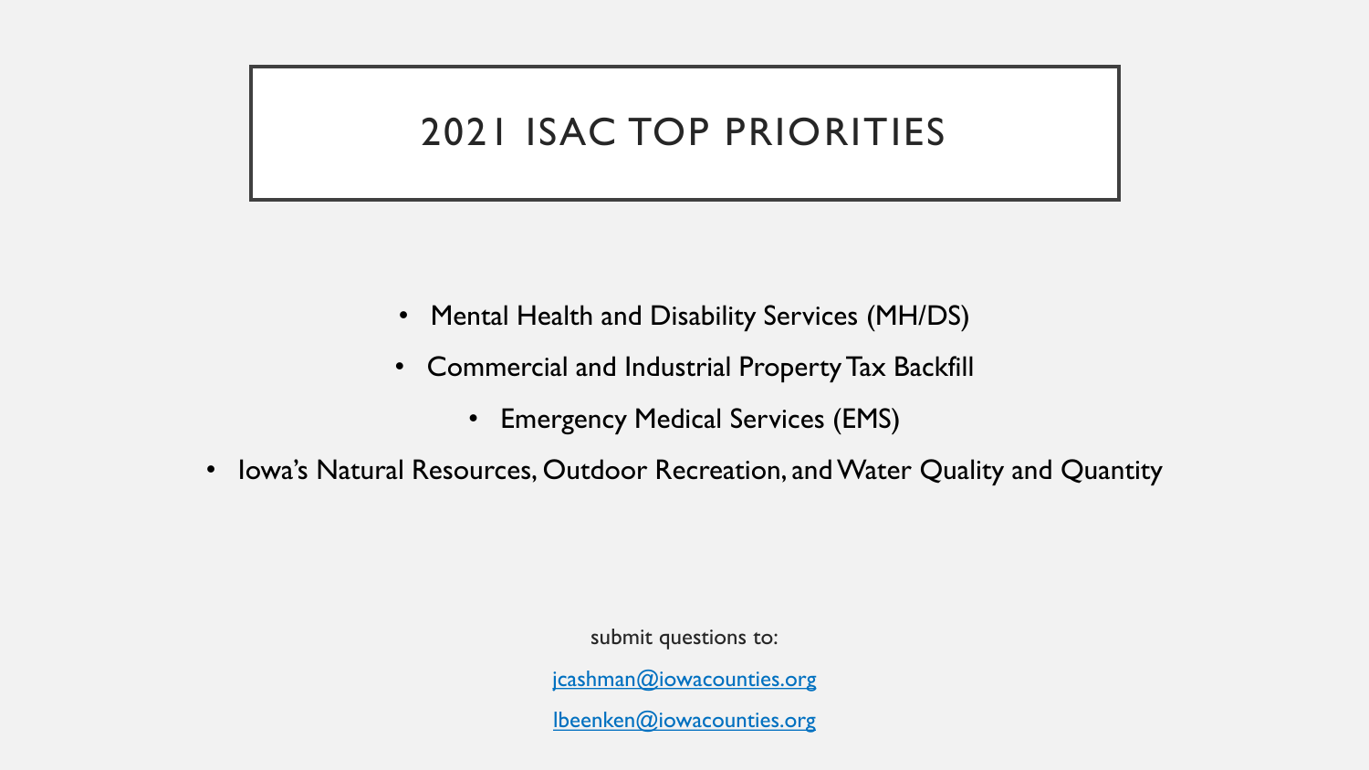# 2021 ISAC TOP PRIORITIES

- Mental Health and Disability Services (MH/DS)
- Commercial and Industrial Property Tax Backfill
- Emergency Medical Services (EMS)
- Iowa's Natural Resources, Outdoor Recreation, and Water Quality and Quantity

submit questions to:

jcashman@iowacounties.org

lbeenken@iowacounties.org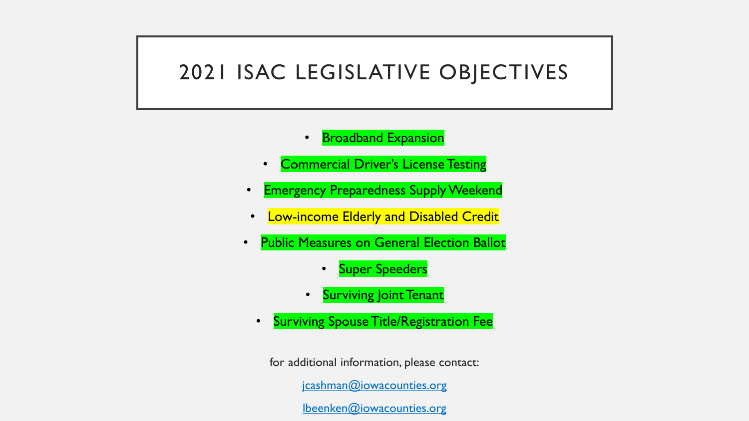# 2021 ISAC LEGISLATIVE OBJECTIVES

- Broadband Expansion
- Commercial Driver's License Testing
- Emergency Preparedness Supply Weekend
- Low-income Elderly and Disabled Credit
- Public Measures on General Election Ballot
- Super Speeders
- Surviving Joint Tenant
- Surviving Spouse Title/Registration Fee

for additional information, please contact:

jcashman@iowacounties.org

lbeenken@iowacounties.org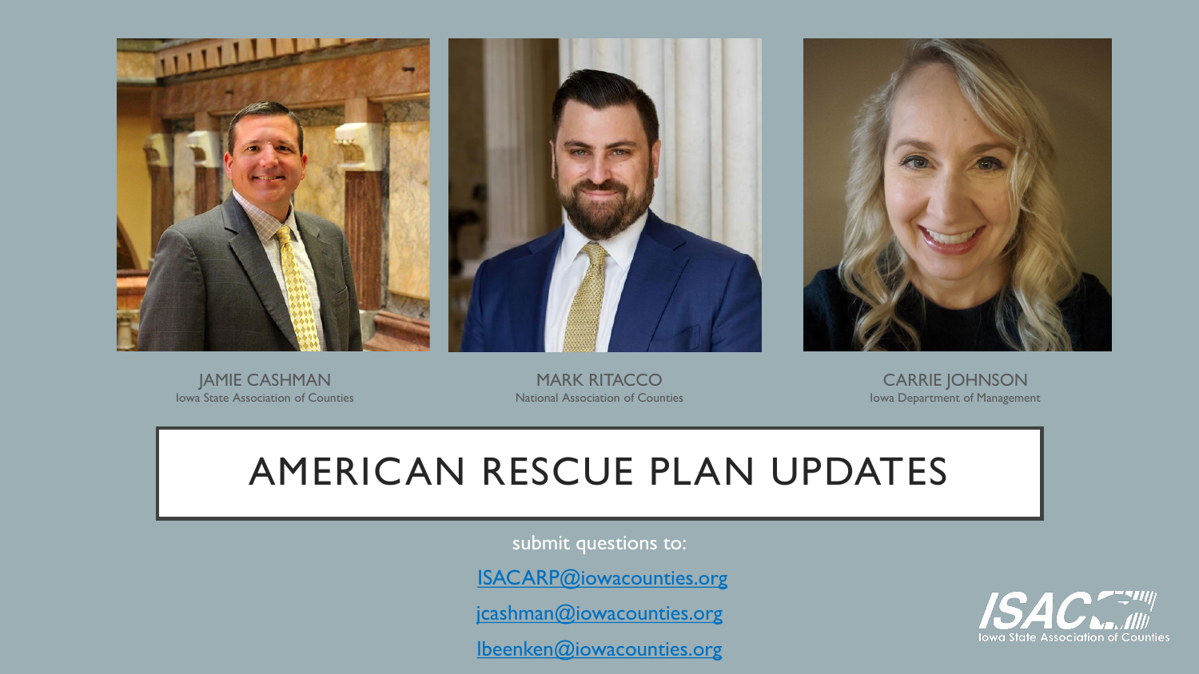JAMIE CASHMAN
Iowa State Association of Counties

MARK RITACCO
National Association of Counties

CARRIE JOHNSON
Iowa Department of Management

# AMERICAN RESCUE PLAN UPDATES

submit questions to:

ISACARP@iowacounties.org

jcashman@iowacounties.org

lbeenken@iowacounties.org

ISAC Iowa State Association of Counties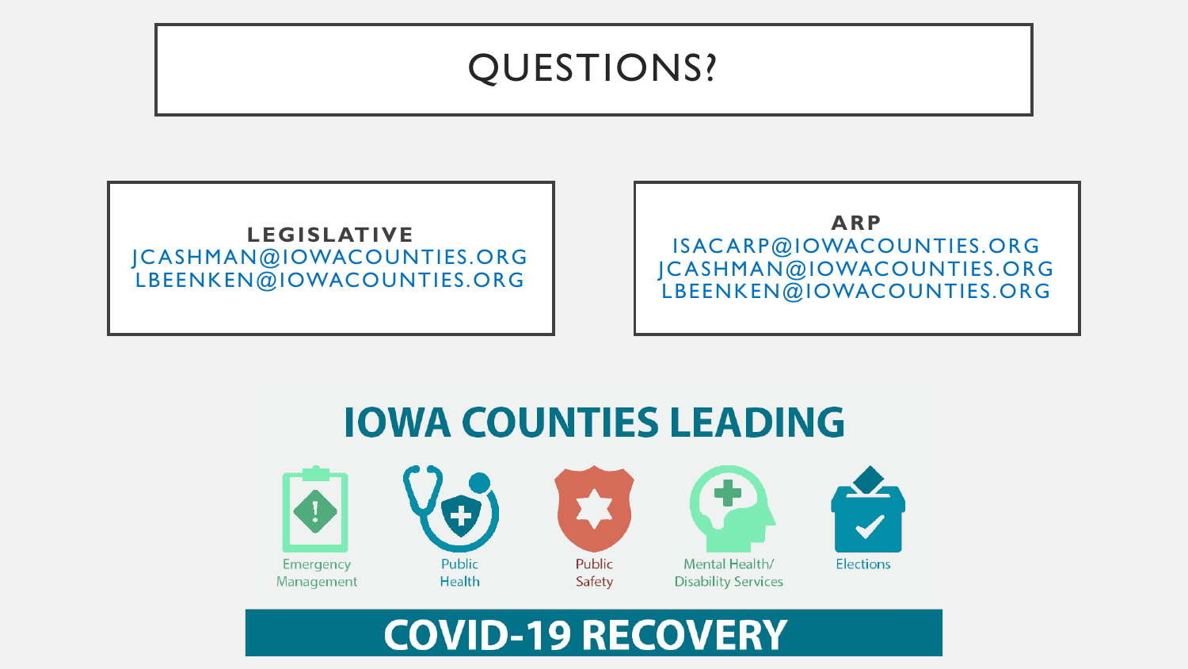# QUESTIONS?

**LEGISLATIVE**
JCASHMAN@IOWACOUNTIES.ORG
LBEENKEN@IOWACOUNTIES.ORG

**ARP**
ISACARP@IOWACOUNTIES.ORG
JCASHMAN@IOWACOUNTIES.ORG
LBEENKEN@IOWACOUNTIES.ORG

## IOWA COUNTIES LEADING

Emergency Management

Public Health

Public Safety

Mental Health/ Disability Services

Elections

## COVID-19 RECOVERY